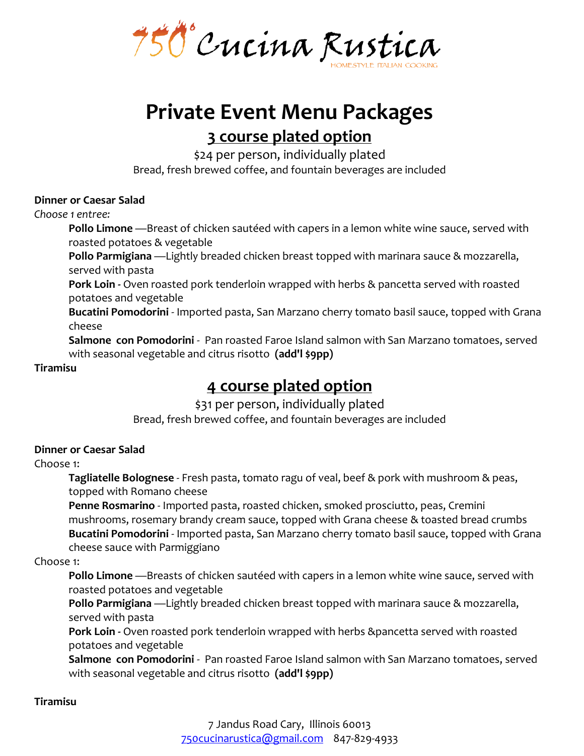750° Cucina Rustica

HOMESTYLE ITALIAN COOKING

# Private Event Menu Packages

## 3 course plated option

$24 per person, individually plated

Bread, fresh brewed coffee, and fountain beverages are included

**Dinner or Caesar Salad**

*Choose 1 entree:*

**Pollo Limone** —Breast of chicken sautéed with capers in a lemon white wine sauce, served with roasted potatoes & vegetable

**Pollo Parmigiana** —Lightly breaded chicken breast topped with marinara sauce & mozzarella, served with pasta

**Pork Loin** - Oven roasted pork tenderloin wrapped with herbs & pancetta served with roasted potatoes and vegetable

**Bucatini Pomodorini** - Imported pasta, San Marzano cherry tomato basil sauce, topped with Grana cheese

**Salmone con Pomodorini** - Pan roasted Faroe Island salmon with San Marzano tomatoes, served with seasonal vegetable and citrus risotto **(add'l $9pp)**

**Tiramisu**

## 4 course plated option

$31 per person, individually plated

Bread, fresh brewed coffee, and fountain beverages are included

**Dinner or Caesar Salad**

Choose 1:

**Tagliatelle Bolognese** - Fresh pasta, tomato ragu of veal, beef & pork with mushroom & peas, topped with Romano cheese

**Penne Rosmarino** - Imported pasta, roasted chicken, smoked prosciutto, peas, Cremini mushrooms, rosemary brandy cream sauce, topped with Grana cheese & toasted bread crumbs

**Bucatini Pomodorini** - Imported pasta, San Marzano cherry tomato basil sauce, topped with Grana cheese sauce with Parmiggiano

Choose 1:

**Pollo Limone** —Breasts of chicken sautéed with capers in a lemon white wine sauce, served with roasted potatoes and vegetable

**Pollo Parmigiana** —Lightly breaded chicken breast topped with marinara sauce & mozzarella, served with pasta

**Pork Loin** - Oven roasted pork tenderloin wrapped with herbs &pancetta served with roasted potatoes and vegetable

**Salmone con Pomodorini** - Pan roasted Faroe Island salmon with San Marzano tomatoes, served with seasonal vegetable and citrus risotto **(add'l $9pp)**

**Tiramisu**

7 Jandus Road Cary, Illinois 60013

750cucinarustica@gmail.com 847-829-4933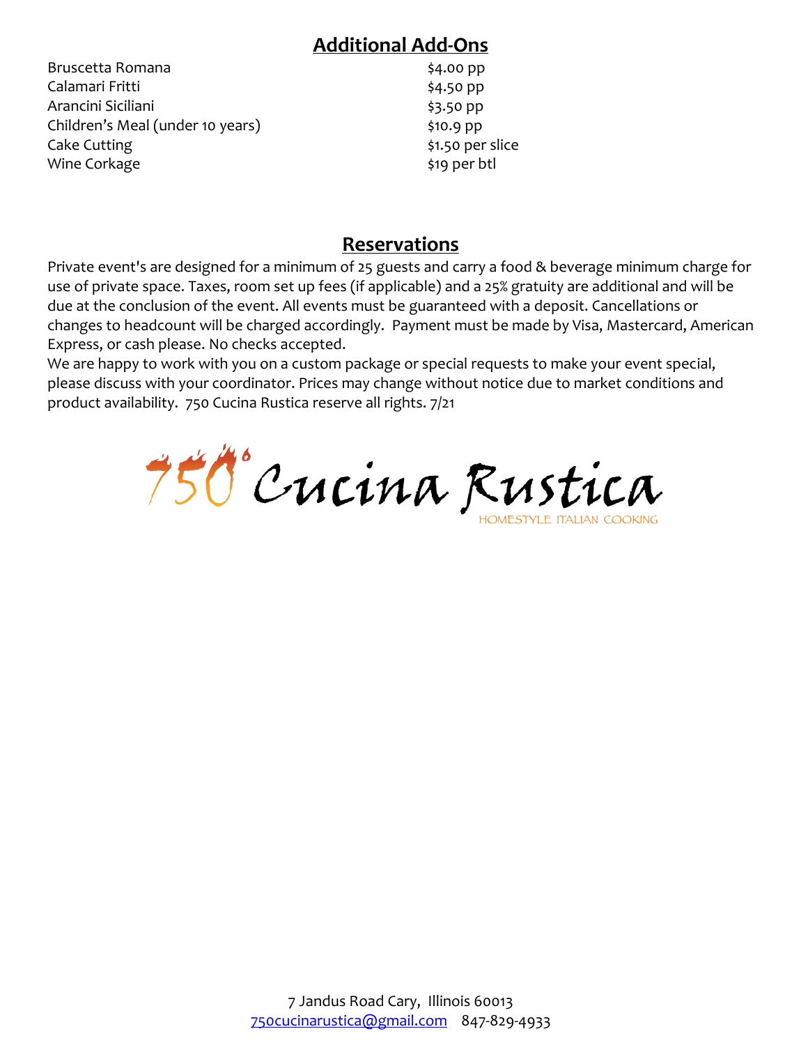## Additional Add-Ons

| | |
|---|---|
| Bruscetta Romana | $4.00 pp |
| Calamari Fritti | $4.50 pp |
| Arancini Siciliani | $3.50 pp |
| Children's Meal (under 10 years) | $10.9 pp |
| Cake Cutting | $1.50 per slice |
| Wine Corkage | $19 per btl |

## Reservations

Private event's are designed for a minimum of 25 guests and carry a food & beverage minimum charge for use of private space. Taxes, room set up fees (if applicable) and a 25% gratuity are additional and will be due at the conclusion of the event. All events must be guaranteed with a deposit. Cancellations or changes to headcount will be charged accordingly. Payment must be made by Visa, Mastercard, American Express, or cash please. No checks accepted.

We are happy to work with you on a custom package or special requests to make your event special, please discuss with your coordinator. Prices may change without notice due to market conditions and product availability. 750 Cucina Rustica reserve all rights. 7/21

750° Cucina Rustica
HOMESTYLE ITALIAN COOKING

7 Jandus Road Cary, Illinois 60013
750cucinarustica@gmail.com 847-829-4933